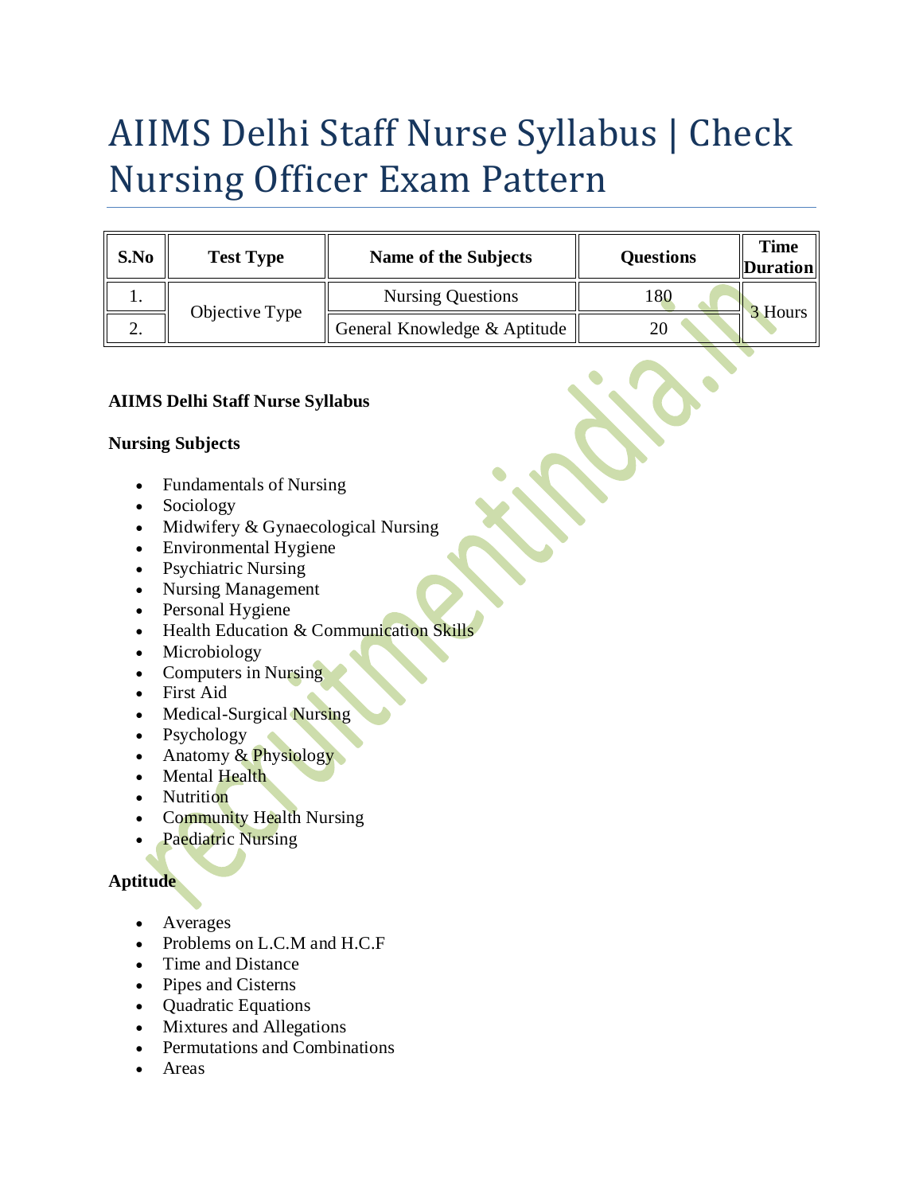# AIIMS Delhi Staff Nurse Syllabus | Check Nursing Officer Exam Pattern

| S.No | Test Type | Name of the Subjects | Questions | Time Duration |
|---|---|---|---|---|
| 1. | Objective Type | Nursing Questions | 180 | 3 Hours |
| 2. | | General Knowledge & Aptitude | 20 | |

**AIIMS Delhi Staff Nurse Syllabus**

**Nursing Subjects**

- Fundamentals of Nursing
- Sociology
- Midwifery & Gynaecological Nursing
- Environmental Hygiene
- Psychiatric Nursing
- Nursing Management
- Personal Hygiene
- Health Education & Communication Skills
- Microbiology
- Computers in Nursing
- First Aid
- Medical-Surgical Nursing
- Psychology
- Anatomy & Physiology
- Mental Health
- Nutrition
- Community Health Nursing
- Paediatric Nursing

**Aptitude**

- Averages
- Problems on L.C.M and H.C.F
- Time and Distance
- Pipes and Cisterns
- Quadratic Equations
- Mixtures and Allegations
- Permutations and Combinations
- Areas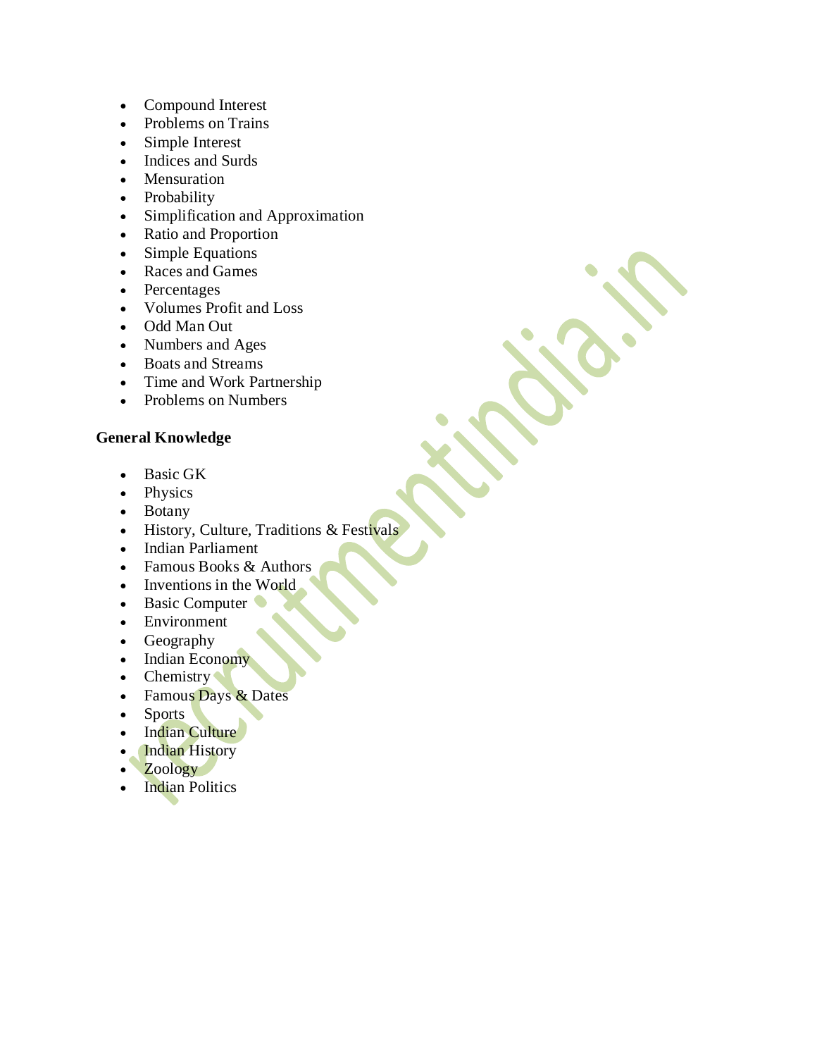- Compound Interest
- Problems on Trains
- Simple Interest
- Indices and Surds
- Mensuration
- Probability
- Simplification and Approximation
- Ratio and Proportion
- Simple Equations
- Races and Games
- Percentages
- Volumes Profit and Loss
- Odd Man Out
- Numbers and Ages
- Boats and Streams
- Time and Work Partnership
- Problems on Numbers

**General Knowledge**

- Basic GK
- Physics
- Botany
- History, Culture, Traditions & Festivals
- Indian Parliament
- Famous Books & Authors
- Inventions in the World
- Basic Computer
- Environment
- Geography
- Indian Economy
- Chemistry
- Famous Days & Dates
- Sports
- Indian Culture
- Indian History
- Zoology
- Indian Politics